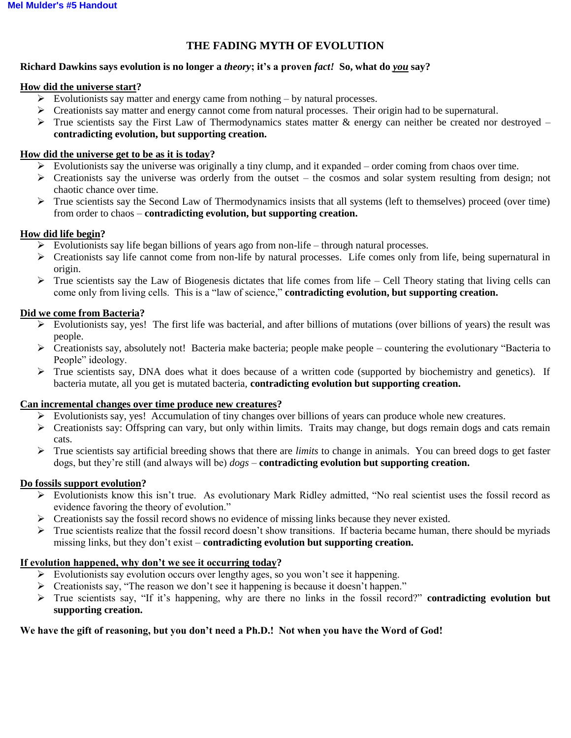Mel Mulder's #5 Handout

# THE FADING MYTH OF EVOLUTION

**Richard Dawkins says evolution is no longer a *theory*; it's a proven *fact!* So, what do *you* say?**

## How did the universe start?

- Evolutionists say matter and energy came from nothing – by natural processes.
- Creationists say matter and energy cannot come from natural processes. Their origin had to be supernatural.
- True scientists say the First Law of Thermodynamics states matter & energy can neither be created nor destroyed – **contradicting evolution, but supporting creation.**

## How did the universe get to be as it is today?

- Evolutionists say the universe was originally a tiny clump, and it expanded – order coming from chaos over time.
- Creationists say the universe was orderly from the outset – the cosmos and solar system resulting from design; not chaotic chance over time.
- True scientists say the Second Law of Thermodynamics insists that all systems (left to themselves) proceed (over time) from order to chaos – **contradicting evolution, but supporting creation.**

## How did life begin?

- Evolutionists say life began billions of years ago from non-life – through natural processes.
- Creationists say life cannot come from non-life by natural processes. Life comes only from life, being supernatural in origin.
- True scientists say the Law of Biogenesis dictates that life comes from life – Cell Theory stating that living cells can come only from living cells. This is a "law of science," **contradicting evolution, but supporting creation.**

## Did we come from Bacteria?

- Evolutionists say, yes! The first life was bacterial, and after billions of mutations (over billions of years) the result was people.
- Creationists say, absolutely not! Bacteria make bacteria; people make people – countering the evolutionary "Bacteria to People" ideology.
- True scientists say, DNA does what it does because of a written code (supported by biochemistry and genetics). If bacteria mutate, all you get is mutated bacteria, **contradicting evolution but supporting creation.**

## Can incremental changes over time produce new creatures?

- Evolutionists say, yes! Accumulation of tiny changes over billions of years can produce whole new creatures.
- Creationists say: Offspring can vary, but only within limits. Traits may change, but dogs remain dogs and cats remain cats.
- True scientists say artificial breeding shows that there are *limits* to change in animals. You can breed dogs to get faster dogs, but they're still (and always will be) *dogs* – **contradicting evolution but supporting creation.**

## Do fossils support evolution?

- Evolutionists know this isn't true. As evolutionary Mark Ridley admitted, "No real scientist uses the fossil record as evidence favoring the theory of evolution."
- Creationists say the fossil record shows no evidence of missing links because they never existed.
- True scientists realize that the fossil record doesn't show transitions. If bacteria became human, there should be myriads missing links, but they don't exist – **contradicting evolution but supporting creation.**

## If evolution happened, why don't we see it occurring today?

- Evolutionists say evolution occurs over lengthy ages, so you won't see it happening.
- Creationists say, "The reason we don't see it happening is because it doesn't happen."
- True scientists say, "If it's happening, why are there no links in the fossil record?" **contradicting evolution but supporting creation.**

**We have the gift of reasoning, but you don't need a Ph.D.! Not when you have the Word of God!**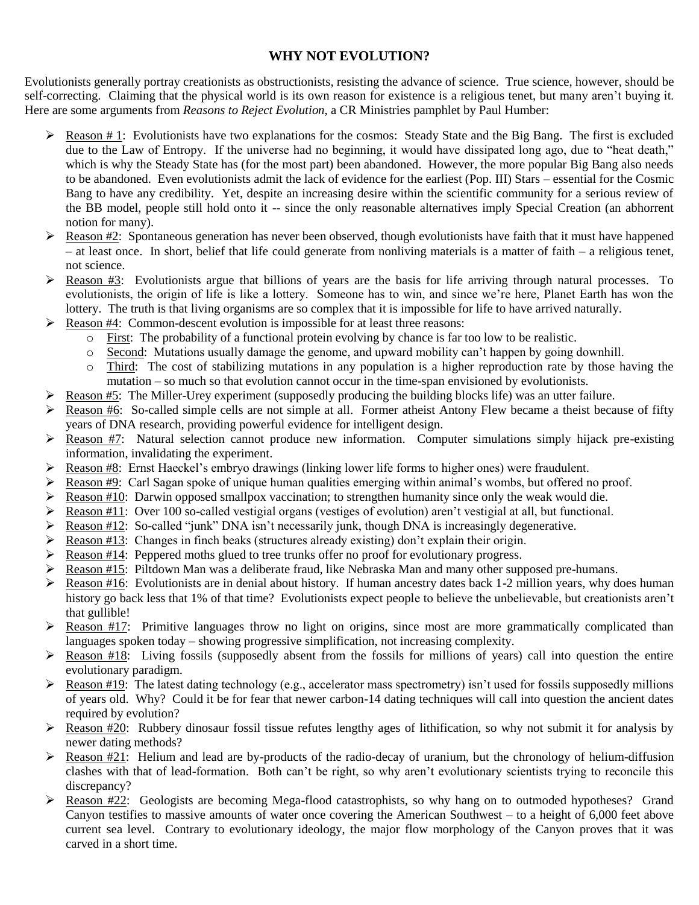# WHY NOT EVOLUTION?

Evolutionists generally portray creationists as obstructionists, resisting the advance of science. True science, however, should be self-correcting. Claiming that the physical world is its own reason for existence is a religious tenet, but many aren't buying it. Here are some arguments from *Reasons to Reject Evolution*, a CR Ministries pamphlet by Paul Humber:

- Reason # 1: Evolutionists have two explanations for the cosmos: Steady State and the Big Bang. The first is excluded due to the Law of Entropy. If the universe had no beginning, it would have dissipated long ago, due to "heat death," which is why the Steady State has (for the most part) been abandoned. However, the more popular Big Bang also needs to be abandoned. Even evolutionists admit the lack of evidence for the earliest (Pop. III) Stars – essential for the Cosmic Bang to have any credibility. Yet, despite an increasing desire within the scientific community for a serious review of the BB model, people still hold onto it -- since the only reasonable alternatives imply Special Creation (an abhorrent notion for many).
- Reason #2: Spontaneous generation has never been observed, though evolutionists have faith that it must have happened – at least once. In short, belief that life could generate from nonliving materials is a matter of faith – a religious tenet, not science.
- Reason #3: Evolutionists argue that billions of years are the basis for life arriving through natural processes. To evolutionists, the origin of life is like a lottery. Someone has to win, and since we're here, Planet Earth has won the lottery. The truth is that living organisms are so complex that it is impossible for life to have arrived naturally.
- Reason #4: Common-descent evolution is impossible for at least three reasons:
  - First: The probability of a functional protein evolving by chance is far too low to be realistic.
  - Second: Mutations usually damage the genome, and upward mobility can't happen by going downhill.
  - Third: The cost of stabilizing mutations in any population is a higher reproduction rate by those having the mutation – so much so that evolution cannot occur in the time-span envisioned by evolutionists.
- Reason #5: The Miller-Urey experiment (supposedly producing the building blocks life) was an utter failure.
- Reason #6: So-called simple cells are not simple at all. Former atheist Antony Flew became a theist because of fifty years of DNA research, providing powerful evidence for intelligent design.
- Reason #7: Natural selection cannot produce new information. Computer simulations simply hijack pre-existing information, invalidating the experiment.
- Reason #8: Ernst Haeckel's embryo drawings (linking lower life forms to higher ones) were fraudulent.
- Reason #9: Carl Sagan spoke of unique human qualities emerging within animal's wombs, but offered no proof.
- Reason #10: Darwin opposed smallpox vaccination; to strengthen humanity since only the weak would die.
- Reason #11: Over 100 so-called vestigial organs (vestiges of evolution) aren't vestigial at all, but functional.
- Reason #12: So-called "junk" DNA isn't necessarily junk, though DNA is increasingly degenerative.
- Reason #13: Changes in finch beaks (structures already existing) don't explain their origin.
- Reason #14: Peppered moths glued to tree trunks offer no proof for evolutionary progress.
- Reason #15: Piltdown Man was a deliberate fraud, like Nebraska Man and many other supposed pre-humans.
- Reason #16: Evolutionists are in denial about history. If human ancestry dates back 1-2 million years, why does human history go back less that 1% of that time? Evolutionists expect people to believe the unbelievable, but creationists aren't that gullible!
- Reason #17: Primitive languages throw no light on origins, since most are more grammatically complicated than languages spoken today – showing progressive simplification, not increasing complexity.
- Reason #18: Living fossils (supposedly absent from the fossils for millions of years) call into question the entire evolutionary paradigm.
- Reason #19: The latest dating technology (e.g., accelerator mass spectrometry) isn't used for fossils supposedly millions of years old. Why? Could it be for fear that newer carbon-14 dating techniques will call into question the ancient dates required by evolution?
- Reason #20: Rubbery dinosaur fossil tissue refutes lengthy ages of lithification, so why not submit it for analysis by newer dating methods?
- Reason #21: Helium and lead are by-products of the radio-decay of uranium, but the chronology of helium-diffusion clashes with that of lead-formation. Both can't be right, so why aren't evolutionary scientists trying to reconcile this discrepancy?
- Reason #22: Geologists are becoming Mega-flood catastrophists, so why hang on to outmoded hypotheses? Grand Canyon testifies to massive amounts of water once covering the American Southwest – to a height of 6,000 feet above current sea level. Contrary to evolutionary ideology, the major flow morphology of the Canyon proves that it was carved in a short time.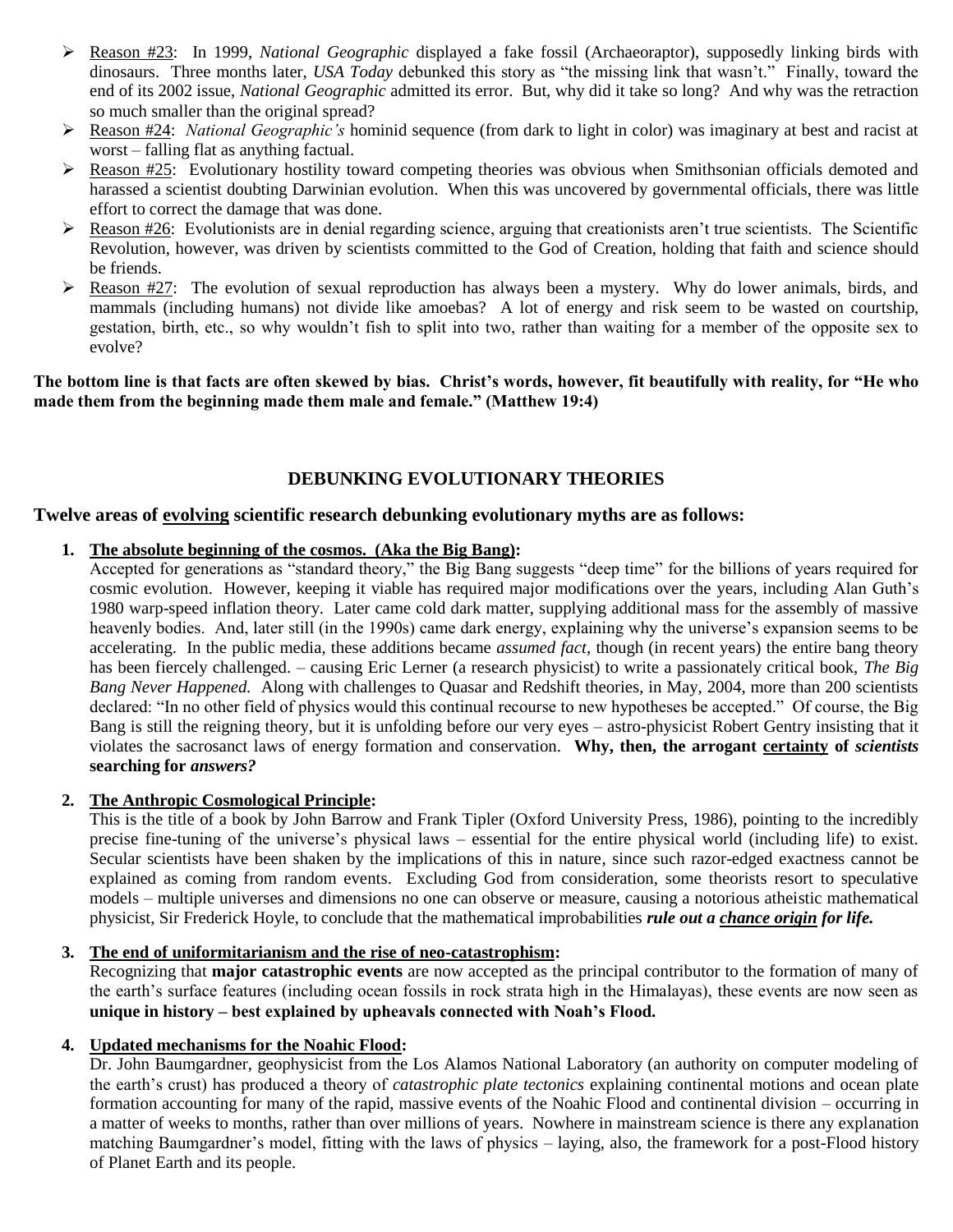- Reason #23: In 1999, *National Geographic* displayed a fake fossil (Archaeoraptor), supposedly linking birds with dinosaurs. Three months later, *USA Today* debunked this story as "the missing link that wasn't." Finally, toward the end of its 2002 issue, *National Geographic* admitted its error. But, why did it take so long? And why was the retraction so much smaller than the original spread?
- Reason #24: *National Geographic's* hominid sequence (from dark to light in color) was imaginary at best and racist at worst – falling flat as anything factual.
- Reason #25: Evolutionary hostility toward competing theories was obvious when Smithsonian officials demoted and harassed a scientist doubting Darwinian evolution. When this was uncovered by governmental officials, there was little effort to correct the damage that was done.
- Reason #26: Evolutionists are in denial regarding science, arguing that creationists aren't true scientists. The Scientific Revolution, however, was driven by scientists committed to the God of Creation, holding that faith and science should be friends.
- Reason #27: The evolution of sexual reproduction has always been a mystery. Why do lower animals, birds, and mammals (including humans) not divide like amoebas? A lot of energy and risk seem to be wasted on courtship, gestation, birth, etc., so why wouldn't fish to split into two, rather than waiting for a member of the opposite sex to evolve?

**The bottom line is that facts are often skewed by bias. Christ's words, however, fit beautifully with reality, for "He who made them from the beginning made them male and female." (Matthew 19:4)**

## DEBUNKING EVOLUTIONARY THEORIES

### Twelve areas of evolving scientific research debunking evolutionary myths are as follows:

1. **The absolute beginning of the cosmos. (Aka the Big Bang):**
   Accepted for generations as "standard theory," the Big Bang suggests "deep time" for the billions of years required for cosmic evolution. However, keeping it viable has required major modifications over the years, including Alan Guth's 1980 warp-speed inflation theory. Later came cold dark matter, supplying additional mass for the assembly of massive heavenly bodies. And, later still (in the 1990s) came dark energy, explaining why the universe's expansion seems to be accelerating. In the public media, these additions became *assumed fact*, though (in recent years) the entire bang theory has been fiercely challenged. – causing Eric Lerner (a research physicist) to write a passionately critical book, *The Big Bang Never Happened.* Along with challenges to Quasar and Redshift theories, in May, 2004, more than 200 scientists declared: "In no other field of physics would this continual recourse to new hypotheses be accepted." Of course, the Big Bang is still the reigning theory, but it is unfolding before our very eyes – astro-physicist Robert Gentry insisting that it violates the sacrosanct laws of energy formation and conservation. **Why, then, the arrogant certainty of *scientists* searching for *answers?***

2. **The Anthropic Cosmological Principle:**
   This is the title of a book by John Barrow and Frank Tipler (Oxford University Press, 1986), pointing to the incredibly precise fine-tuning of the universe's physical laws – essential for the entire physical world (including life) to exist. Secular scientists have been shaken by the implications of this in nature, since such razor-edged exactness cannot be explained as coming from random events. Excluding God from consideration, some theorists resort to speculative models – multiple universes and dimensions no one can observe or measure, causing a notorious atheistic mathematical physicist, Sir Frederick Hoyle, to conclude that the mathematical improbabilities ***rule out a chance origin for life.***

3. **The end of uniformitarianism and the rise of neo-catastrophism:**
   Recognizing that **major catastrophic events** are now accepted as the principal contributor to the formation of many of the earth's surface features (including ocean fossils in rock strata high in the Himalayas), these events are now seen as **unique in history – best explained by upheavals connected with Noah's Flood.**

4. **Updated mechanisms for the Noahic Flood:**
   Dr. John Baumgardner, geophysicist from the Los Alamos National Laboratory (an authority on computer modeling of the earth's crust) has produced a theory of *catastrophic plate tectonics* explaining continental motions and ocean plate formation accounting for many of the rapid, massive events of the Noahic Flood and continental division – occurring in a matter of weeks to months, rather than over millions of years. Nowhere in mainstream science is there any explanation matching Baumgardner's model, fitting with the laws of physics – laying, also, the framework for a post-Flood history of Planet Earth and its people.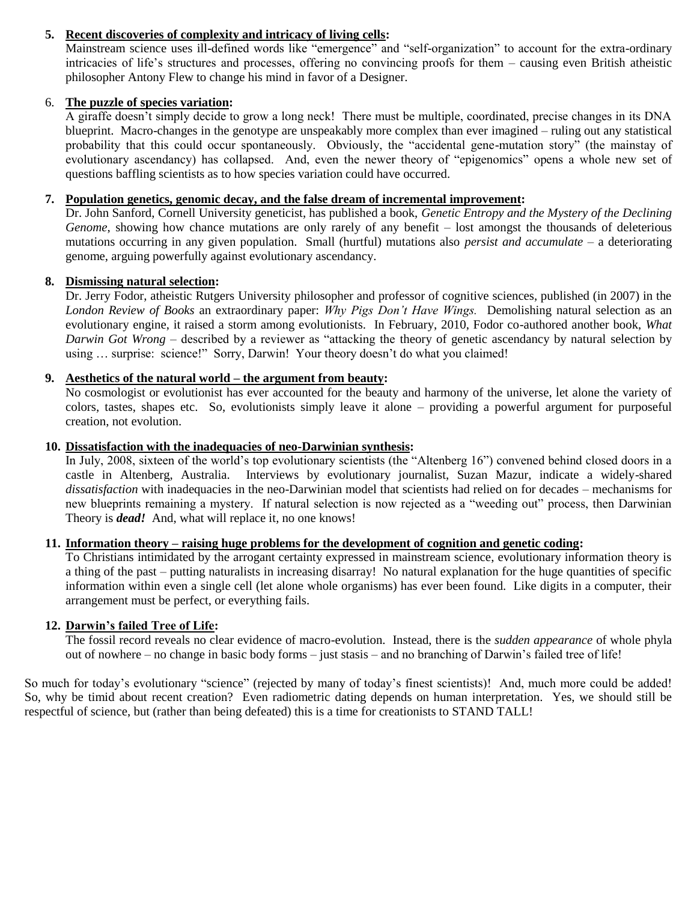5. **<u>Recent discoveries of complexity and intricacy of living cells</u>:**
   Mainstream science uses ill-defined words like "emergence" and "self-organization" to account for the extra-ordinary intricacies of life's structures and processes, offering no convincing proofs for them – causing even British atheistic philosopher Antony Flew to change his mind in favor of a Designer.

6. **<u>The puzzle of species variation</u>:**
   A giraffe doesn't simply decide to grow a long neck! There must be multiple, coordinated, precise changes in its DNA blueprint. Macro-changes in the genotype are unspeakably more complex than ever imagined – ruling out any statistical probability that this could occur spontaneously. Obviously, the "accidental gene-mutation story" (the mainstay of evolutionary ascendancy) has collapsed. And, even the newer theory of "epigenomics" opens a whole new set of questions baffling scientists as to how species variation could have occurred.

7. **<u>Population genetics, genomic decay, and the false dream of incremental improvement</u>:**
   Dr. John Sanford, Cornell University geneticist, has published a book, *Genetic Entropy and the Mystery of the Declining Genome*, showing how chance mutations are only rarely of any benefit – lost amongst the thousands of deleterious mutations occurring in any given population. Small (hurtful) mutations also *persist and accumulate* – a deteriorating genome, arguing powerfully against evolutionary ascendancy.

8. **<u>Dismissing natural selection</u>:**
   Dr. Jerry Fodor, atheistic Rutgers University philosopher and professor of cognitive sciences, published (in 2007) in the *London Review of Books* an extraordinary paper: *Why Pigs Don't Have Wings.* Demolishing natural selection as an evolutionary engine, it raised a storm among evolutionists. In February, 2010, Fodor co-authored another book, *What Darwin Got Wrong* – described by a reviewer as "attacking the theory of genetic ascendancy by natural selection by using … surprise: science!" Sorry, Darwin! Your theory doesn't do what you claimed!

9. **<u>Aesthetics of the natural world – the argument from beauty</u>:**
   No cosmologist or evolutionist has ever accounted for the beauty and harmony of the universe, let alone the variety of colors, tastes, shapes etc. So, evolutionists simply leave it alone – providing a powerful argument for purposeful creation, not evolution.

10. **<u>Dissatisfaction with the inadequacies of neo-Darwinian synthesis</u>:**
    In July, 2008, sixteen of the world's top evolutionary scientists (the "Altenberg 16") convened behind closed doors in a castle in Altenberg, Australia. Interviews by evolutionary journalist, Suzan Mazur, indicate a widely-shared *dissatisfaction* with inadequacies in the neo-Darwinian model that scientists had relied on for decades – mechanisms for new blueprints remaining a mystery. If natural selection is now rejected as a "weeding out" process, then Darwinian Theory is ***dead!*** And, what will replace it, no one knows!

11. **<u>Information theory – raising huge problems for the development of cognition and genetic coding</u>:**
    To Christians intimidated by the arrogant certainty expressed in mainstream science, evolutionary information theory is a thing of the past – putting naturalists in increasing disarray! No natural explanation for the huge quantities of specific information within even a single cell (let alone whole organisms) has ever been found. Like digits in a computer, their arrangement must be perfect, or everything fails.

12. **<u>Darwin's failed Tree of Life</u>:**
    The fossil record reveals no clear evidence of macro-evolution. Instead, there is the *sudden appearance* of whole phyla out of nowhere – no change in basic body forms – just stasis – and no branching of Darwin's failed tree of life!

So much for today's evolutionary "science" (rejected by many of today's finest scientists)! And, much more could be added! So, why be timid about recent creation? Even radiometric dating depends on human interpretation. Yes, we should still be respectful of science, but (rather than being defeated) this is a time for creationists to STAND TALL!